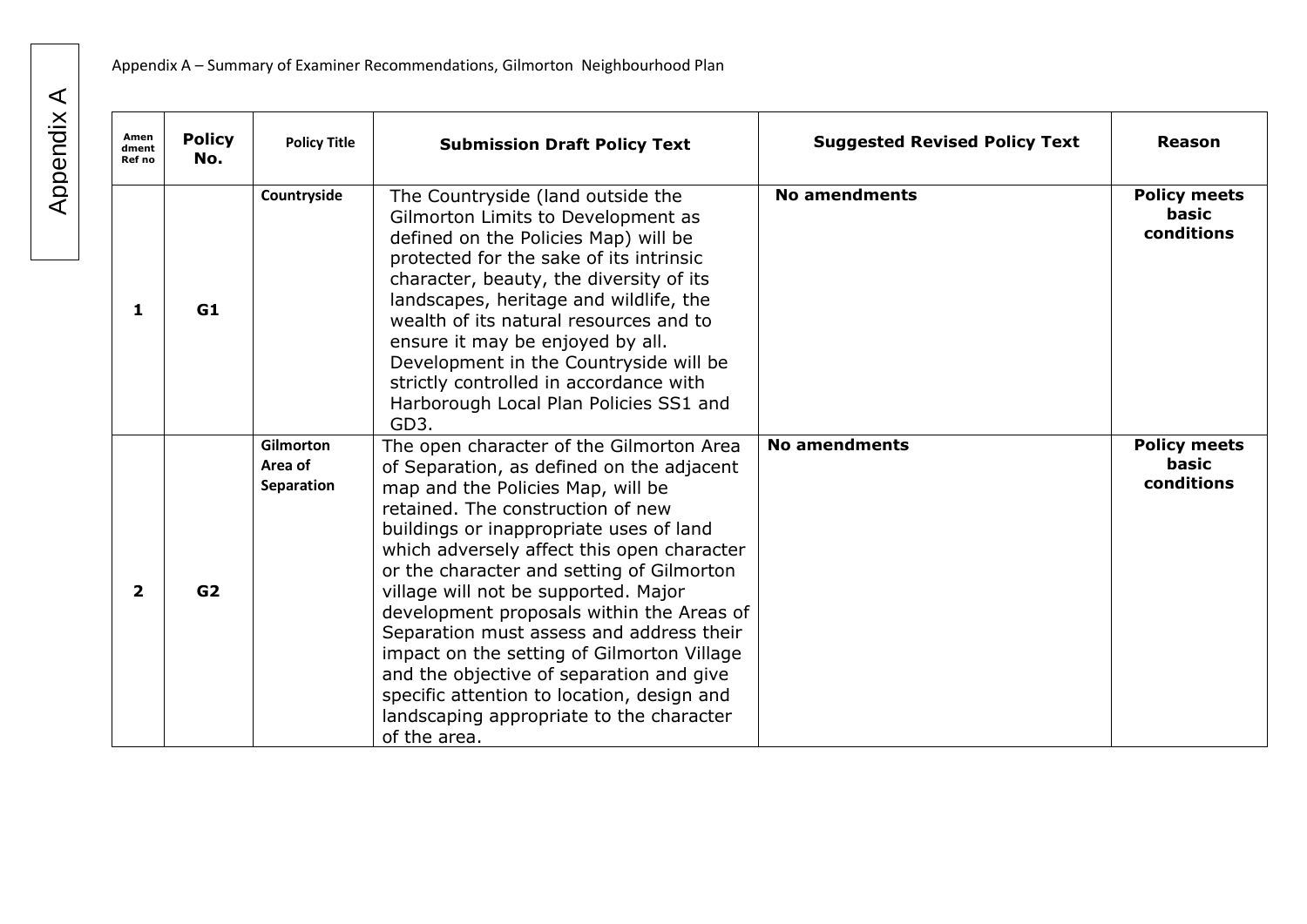Appendix A

Appendix A – Summary of Examiner Recommendations, Gilmorton Neighbourhood Plan

| Amendment Ref no | Policy No. | Policy Title | Submission Draft Policy Text | Suggested Revised Policy Text | Reason |
|---|---|---|---|---|---|
| 1 | G1 | Countryside | The Countryside (land outside the Gilmorton Limits to Development as defined on the Policies Map) will be protected for the sake of its intrinsic character, beauty, the diversity of its landscapes, heritage and wildlife, the wealth of its natural resources and to ensure it may be enjoyed by all. Development in the Countryside will be strictly controlled in accordance with Harborough Local Plan Policies SS1 and GD3. | **No amendments** | **Policy meets basic conditions** |
| 2 | G2 | Gilmorton Area of Separation | The open character of the Gilmorton Area of Separation, as defined on the adjacent map and the Policies Map, will be retained. The construction of new buildings or inappropriate uses of land which adversely affect this open character or the character and setting of Gilmorton village will not be supported. Major development proposals within the Areas of Separation must assess and address their impact on the setting of Gilmorton Village and the objective of separation and give specific attention to location, design and landscaping appropriate to the character of the area. | **No amendments** | **Policy meets basic conditions** |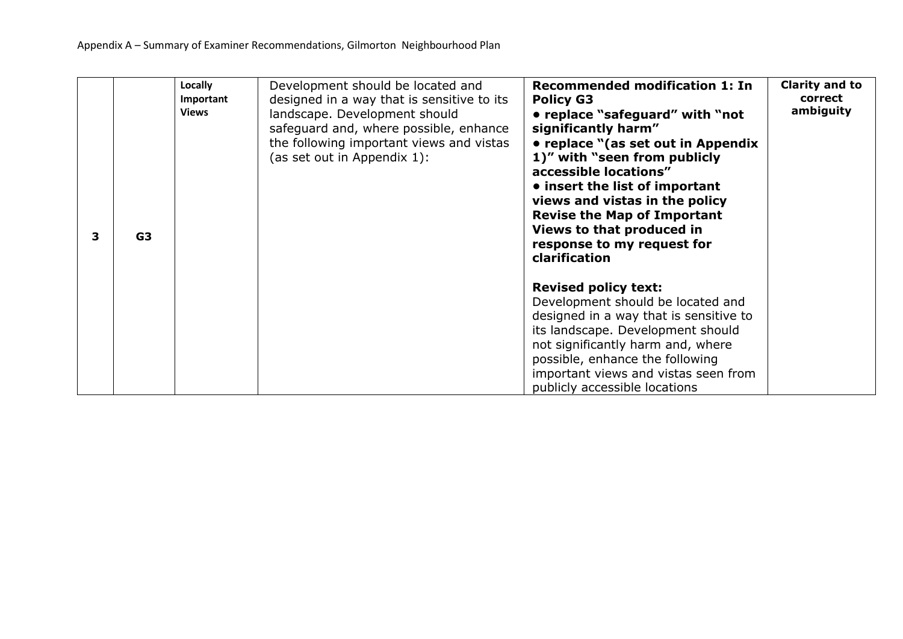| 3 | G3 | **Locally Important Views** | Development should be located and designed in a way that is sensitive to its landscape. Development should safeguard and, where possible, enhance the following important views and vistas (as set out in Appendix 1): | **Recommended modification 1: In Policy G3** **• replace "safeguard" with "not significantly harm"** **• replace "(as set out in Appendix 1)" with "seen from publicly accessible locations"** **• insert the list of important views and vistas in the policy** **Revise the Map of Important Views to that produced in response to my request for clarification** **Revised policy text:** Development should be located and designed in a way that is sensitive to its landscape. Development should not significantly harm and, where possible, enhance the following important views and vistas seen from publicly accessible locations | **Clarity and to correct ambiguity** |
|---|---|---|---|---|---|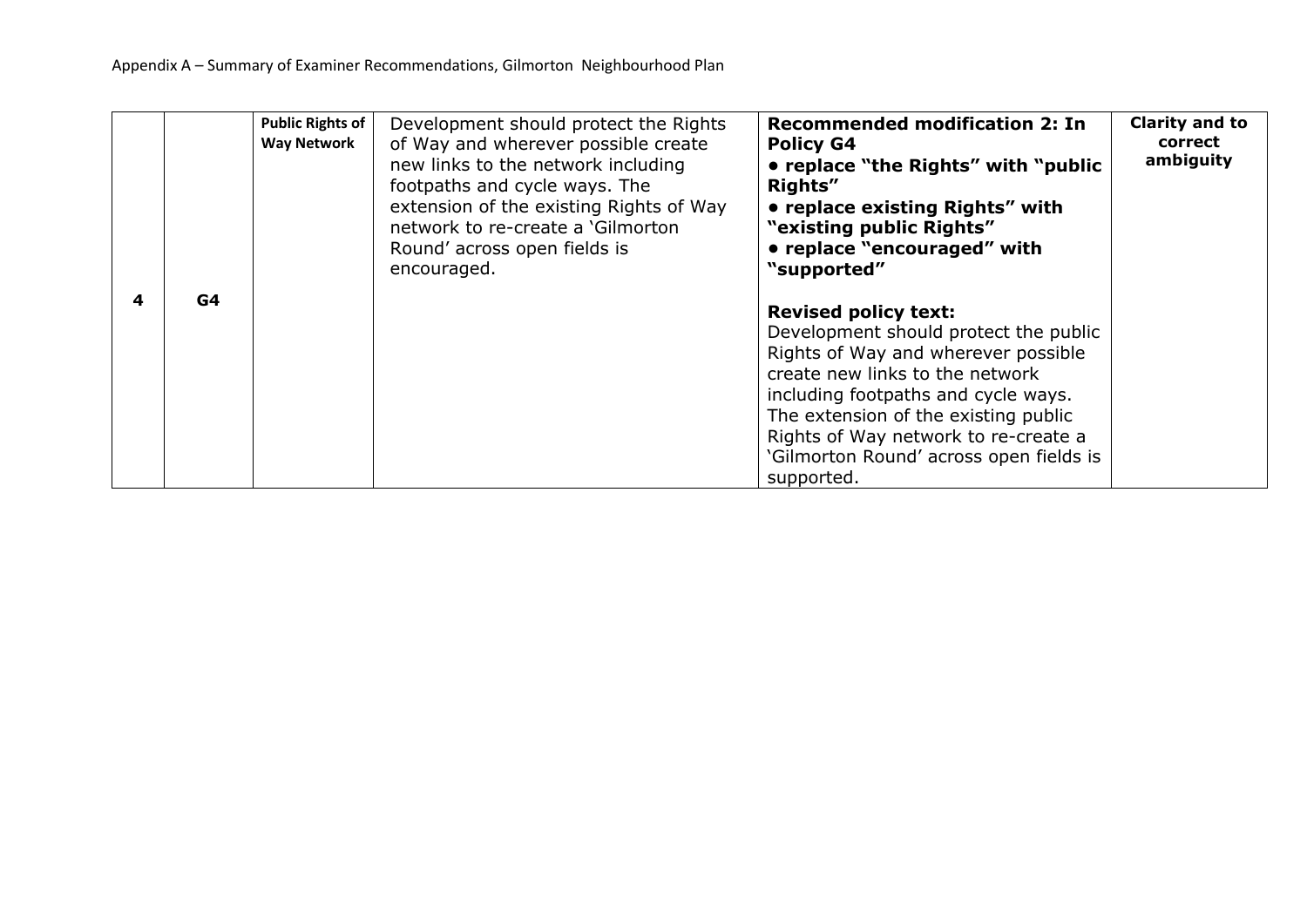| | | | | | |
|---|---|---|---|---|---|
| **4** | **G4** | **Public Rights of Way Network** | Development should protect the Rights of Way and wherever possible create new links to the network including footpaths and cycle ways. The extension of the existing Rights of Way network to re-create a 'Gilmorton Round' across open fields is encouraged. | **Recommended modification 2: In Policy G4**<br>**• replace "the Rights" with "public Rights"**<br>**• replace existing Rights" with "existing public Rights"**<br>**• replace "encouraged" with "supported"**<br><br>**Revised policy text:**<br>Development should protect the public Rights of Way and wherever possible create new links to the network including footpaths and cycle ways. The extension of the existing public Rights of Way network to re-create a 'Gilmorton Round' across open fields is supported. | **Clarity and to correct ambiguity** |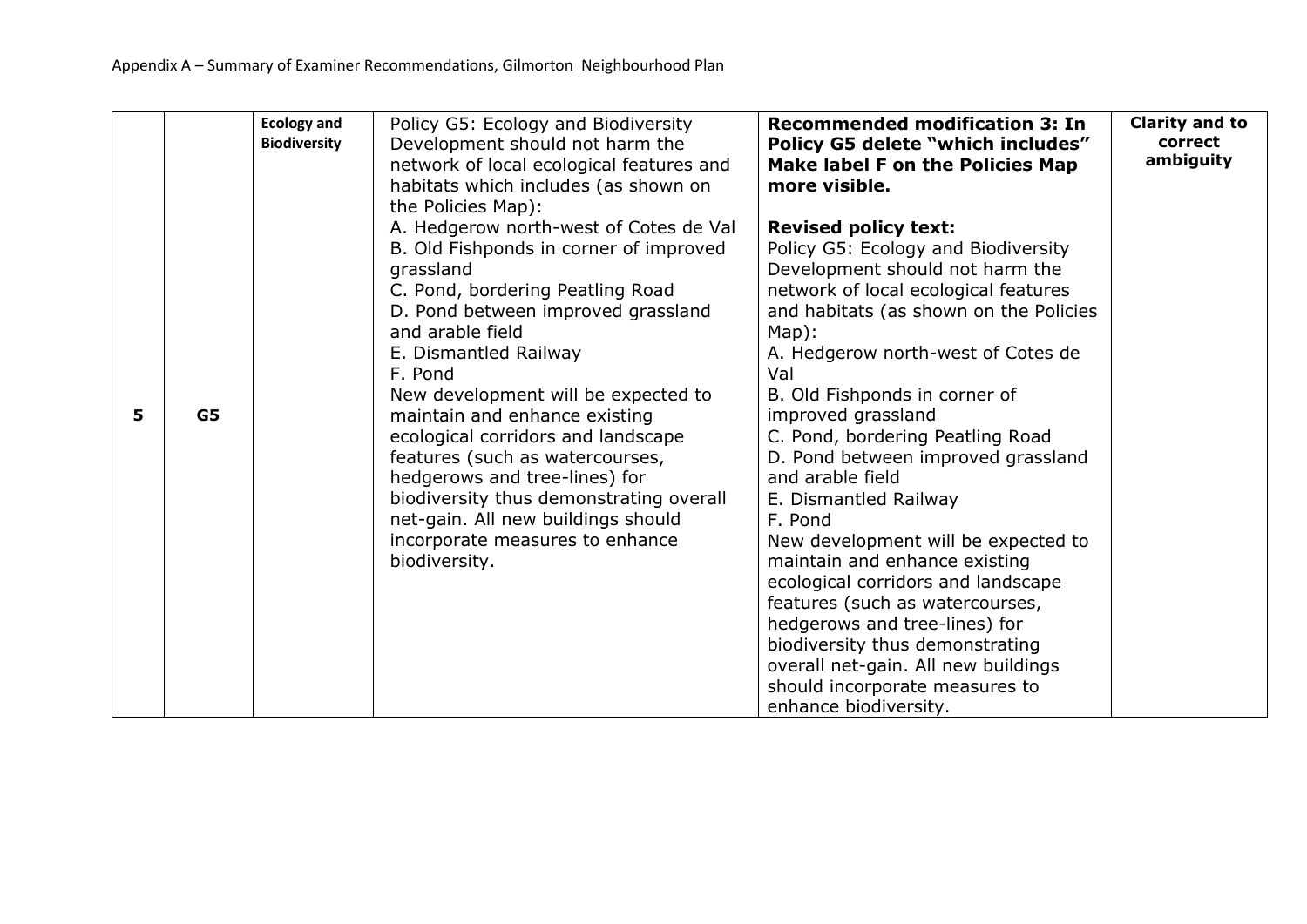| 5 | G5 | Ecology and Biodiversity | Policy G5: Ecology and Biodiversity<br>Development should not harm the network of local ecological features and habitats which includes (as shown on the Policies Map):<br>A. Hedgerow north-west of Cotes de Val<br>B. Old Fishponds in corner of improved grassland<br>C. Pond, bordering Peatling Road<br>D. Pond between improved grassland and arable field<br>E. Dismantled Railway<br>F. Pond<br>New development will be expected to maintain and enhance existing ecological corridors and landscape features (such as watercourses, hedgerows and tree-lines) for biodiversity thus demonstrating overall net-gain. All new buildings should incorporate measures to enhance biodiversity. | **Recommended modification 3: In Policy G5 delete "which includes" Make label F on the Policies Map more visible.**<br><br>**Revised policy text:**<br>Policy G5: Ecology and Biodiversity<br>Development should not harm the network of local ecological features and habitats (as shown on the Policies Map):<br>A. Hedgerow north-west of Cotes de Val<br>B. Old Fishponds in corner of improved grassland<br>C. Pond, bordering Peatling Road<br>D. Pond between improved grassland and arable field<br>E. Dismantled Railway<br>F. Pond<br>New development will be expected to maintain and enhance existing ecological corridors and landscape features (such as watercourses, hedgerows and tree-lines) for biodiversity thus demonstrating overall net-gain. All new buildings should incorporate measures to enhance biodiversity. | **Clarity and to correct ambiguity** |
|---|---|---|---|---|---|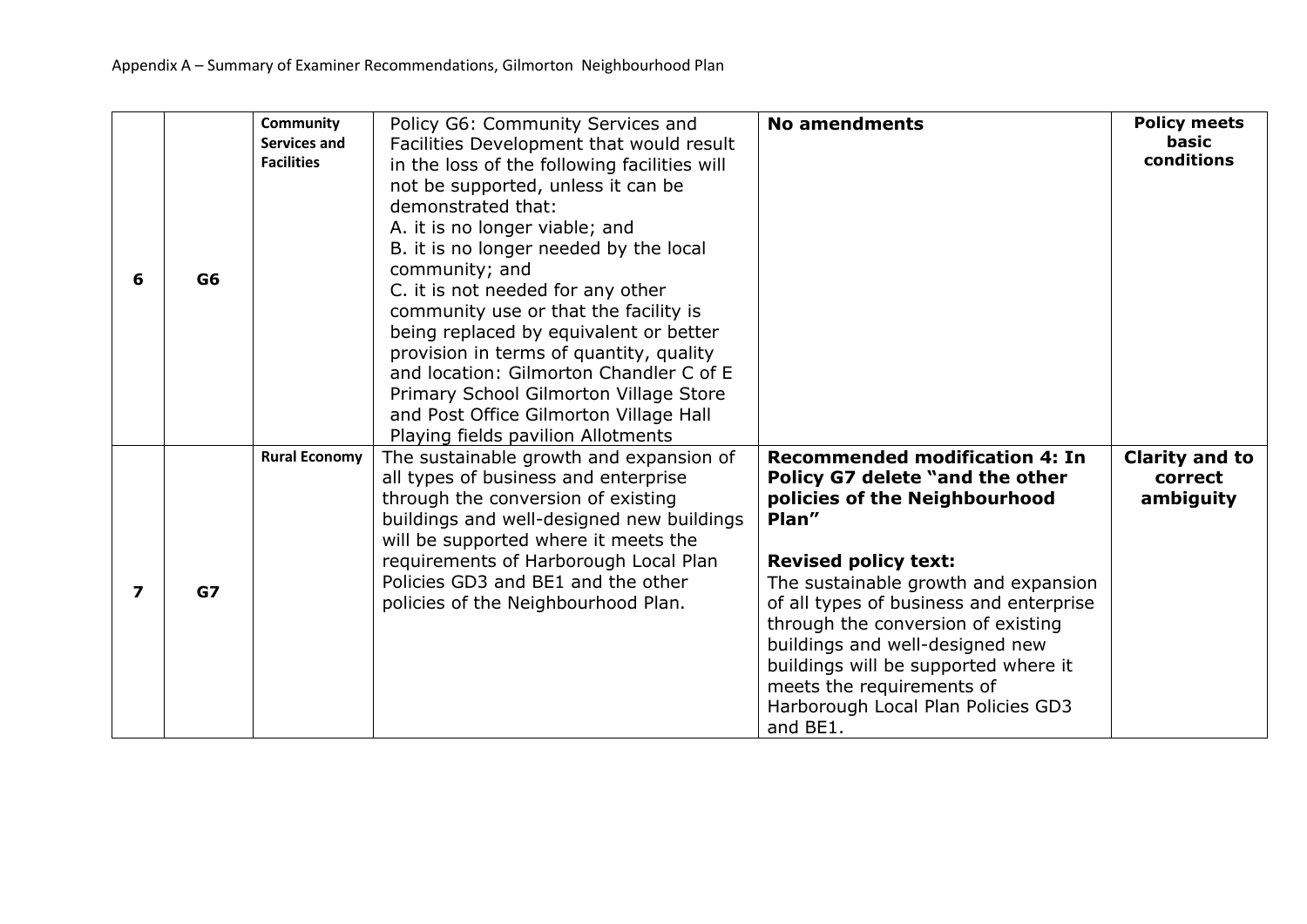| 6 | G6 | **Community Services and Facilities** | Policy G6: Community Services and Facilities Development that would result in the loss of the following facilities will not be supported, unless it can be demonstrated that:<br>A. it is no longer viable; and<br>B. it is no longer needed by the local community; and<br>C. it is not needed for any other community use or that the facility is being replaced by equivalent or better provision in terms of quantity, quality and location: Gilmorton Chandler C of E Primary School Gilmorton Village Store and Post Office Gilmorton Village Hall Playing fields pavilion Allotments | **No amendments** | **Policy meets basic conditions** |
|---|---|---|---|---|---|
| **7** | **G7** | **Rural Economy** | The sustainable growth and expansion of all types of business and enterprise through the conversion of existing buildings and well-designed new buildings will be supported where it meets the requirements of Harborough Local Plan Policies GD3 and BE1 and the other policies of the Neighbourhood Plan. | **Recommended modification 4: In Policy G7 delete "and the other policies of the Neighbourhood Plan"**<br><br>**Revised policy text:**<br>The sustainable growth and expansion of all types of business and enterprise through the conversion of existing buildings and well-designed new buildings will be supported where it meets the requirements of Harborough Local Plan Policies GD3 and BE1. | **Clarity and to correct ambiguity** |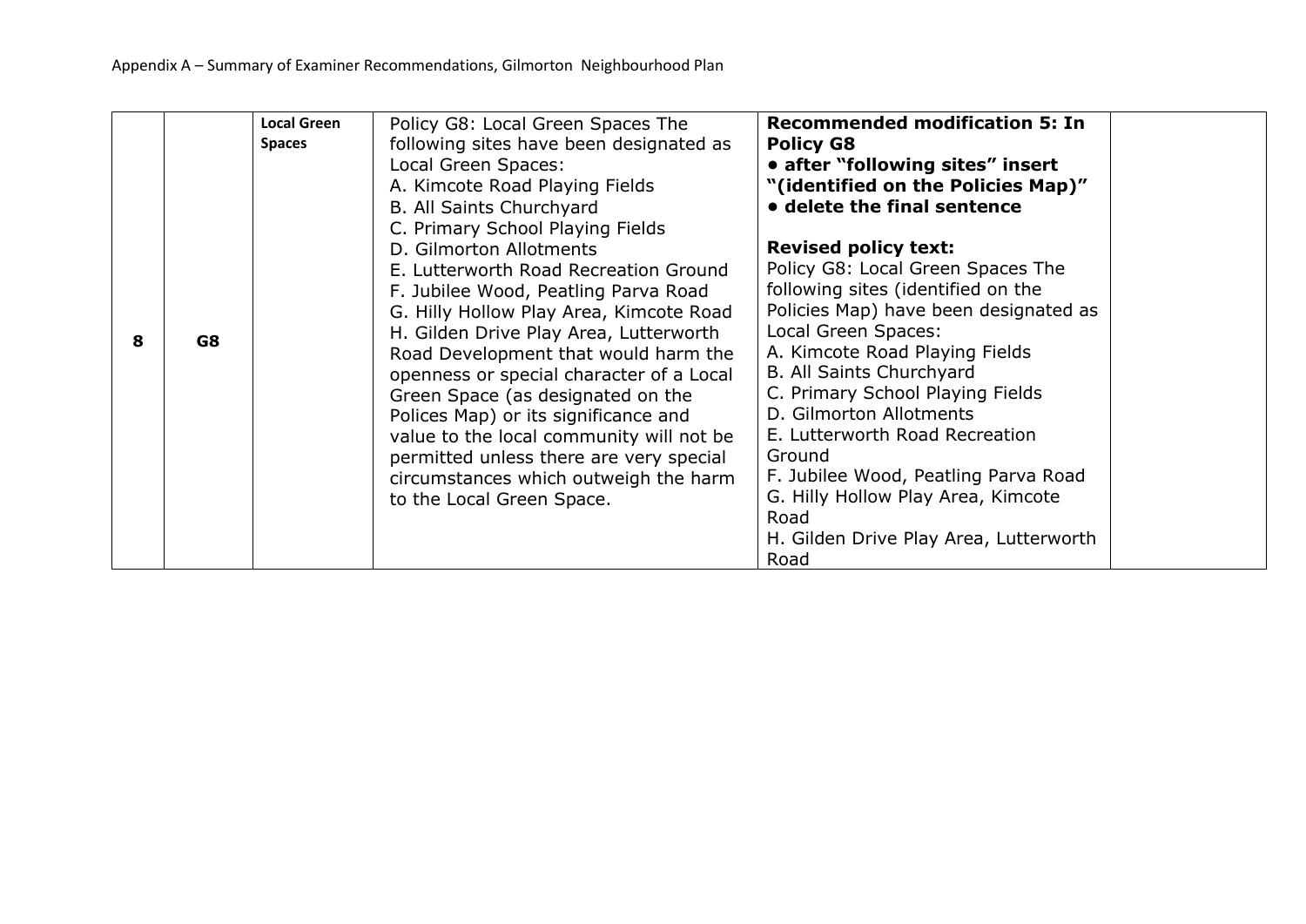| 8 | G8 | **Local Green Spaces** | Policy G8: Local Green Spaces The following sites have been designated as Local Green Spaces:<br>A. Kimcote Road Playing Fields<br>B. All Saints Churchyard<br>C. Primary School Playing Fields<br>D. Gilmorton Allotments<br>E. Lutterworth Road Recreation Ground<br>F. Jubilee Wood, Peatling Parva Road<br>G. Hilly Hollow Play Area, Kimcote Road<br>H. Gilden Drive Play Area, Lutterworth Road Development that would harm the openness or special character of a Local Green Space (as designated on the Polices Map) or its significance and value to the local community will not be permitted unless there are very special circumstances which outweigh the harm to the Local Green Space. | **Recommended modification 5: In Policy G8**<br>**• after "following sites" insert "(identified on the Policies Map)"**<br>**• delete the final sentence**<br><br>**Revised policy text:**<br>Policy G8: Local Green Spaces The following sites (identified on the Policies Map) have been designated as Local Green Spaces:<br>A. Kimcote Road Playing Fields<br>B. All Saints Churchyard<br>C. Primary School Playing Fields<br>D. Gilmorton Allotments<br>E. Lutterworth Road Recreation Ground<br>F. Jubilee Wood, Peatling Parva Road<br>G. Hilly Hollow Play Area, Kimcote Road<br>H. Gilden Drive Play Area, Lutterworth Road | |
|---|---|---|---|---|---|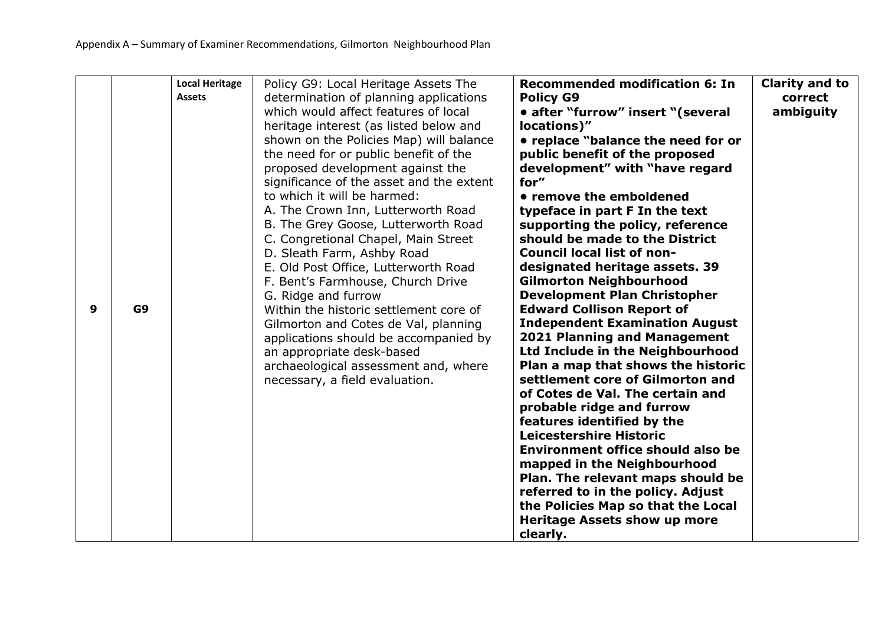Appendix A – Summary of Examiner Recommendations, Gilmorton Neighbourhood Plan

| | | | | | |
|---|---|---|---|---|---|
| 9 | G9 | **Local Heritage Assets** | Policy G9: Local Heritage Assets The determination of planning applications which would affect features of local heritage interest (as listed below and shown on the Policies Map) will balance the need for or public benefit of the proposed development against the significance of the asset and the extent to which it will be harmed:<br>A. The Crown Inn, Lutterworth Road<br>B. The Grey Goose, Lutterworth Road<br>C. Congretional Chapel, Main Street<br>D. Sleath Farm, Ashby Road<br>E. Old Post Office, Lutterworth Road<br>F. Bent's Farmhouse, Church Drive<br>G. Ridge and furrow<br>Within the historic settlement core of Gilmorton and Cotes de Val, planning applications should be accompanied by an appropriate desk-based archaeological assessment and, where necessary, a field evaluation. | **Recommended modification 6: In Policy G9**<br>**• after "furrow" insert "(several locations)"**<br>**• replace "balance the need for or public benefit of the proposed development" with "have regard for"**<br>**• remove the emboldened typeface in part F In the text supporting the policy, reference should be made to the District Council local list of non-designated heritage assets. 39 Gilmorton Neighbourhood Development Plan Christopher Edward Collison Report of Independent Examination August 2021 Planning and Management Ltd Include in the Neighbourhood Plan a map that shows the historic settlement core of Gilmorton and of Cotes de Val. The certain and probable ridge and furrow features identified by the Leicestershire Historic Environment office should also be mapped in the Neighbourhood Plan. The relevant maps should be referred to in the policy. Adjust the Policies Map so that the Local Heritage Assets show up more clearly.** | **Clarity and to correct ambiguity** |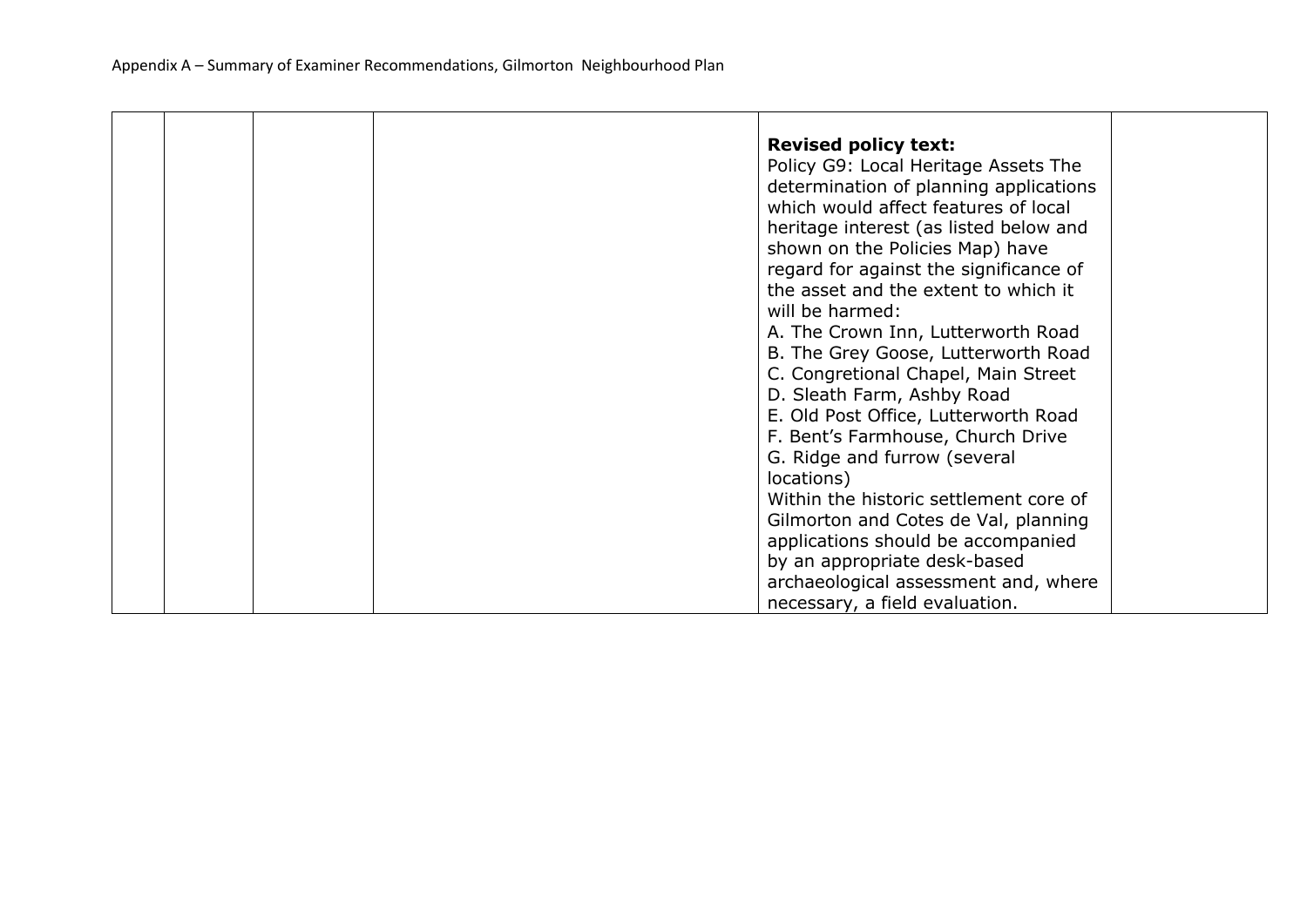| | | | | **Revised policy text:**<br>Policy G9: Local Heritage Assets The determination of planning applications which would affect features of local heritage interest (as listed below and shown on the Policies Map) have regard for against the significance of the asset and the extent to which it will be harmed:<br>A. The Crown Inn, Lutterworth Road<br>B. The Grey Goose, Lutterworth Road<br>C. Congretional Chapel, Main Street<br>D. Sleath Farm, Ashby Road<br>E. Old Post Office, Lutterworth Road<br>F. Bent's Farmhouse, Church Drive<br>G. Ridge and furrow (several locations)<br>Within the historic settlement core of Gilmorton and Cotes de Val, planning applications should be accompanied by an appropriate desk-based archaeological assessment and, where necessary, a field evaluation. | |
|---|---|---|---|---|---|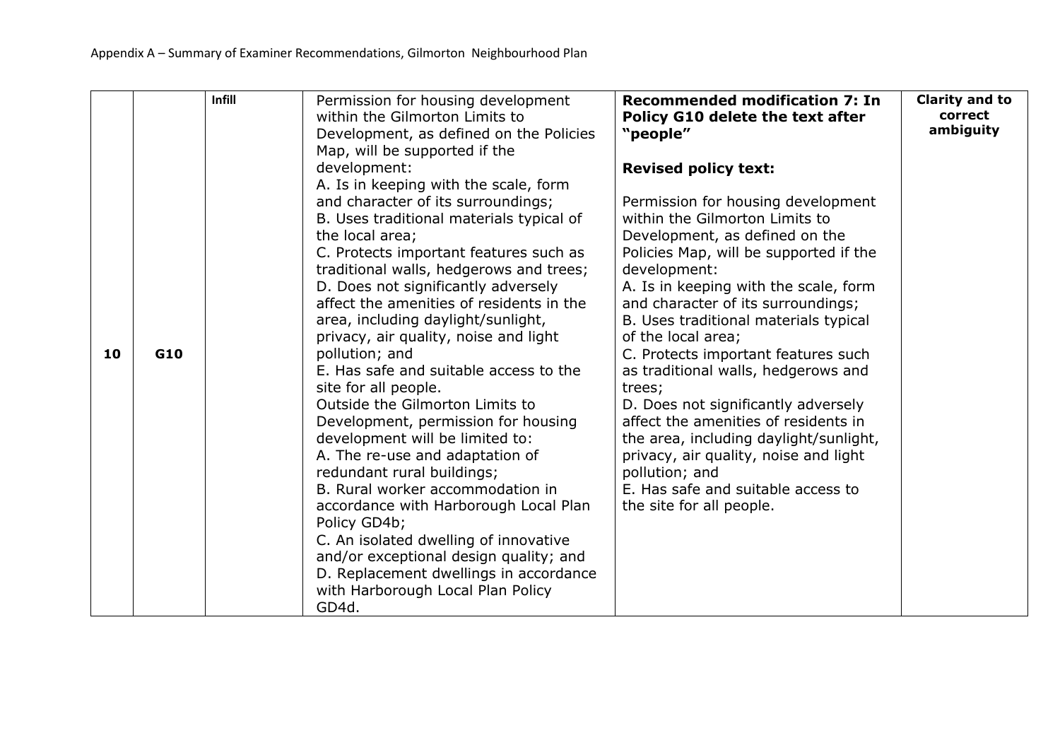| 10 | G10 | Infill | Permission for housing development within the Gilmorton Limits to Development, as defined on the Policies Map, will be supported if the development:<br>A. Is in keeping with the scale, form and character of its surroundings;<br>B. Uses traditional materials typical of the local area;<br>C. Protects important features such as traditional walls, hedgerows and trees;<br>D. Does not significantly adversely affect the amenities of residents in the area, including daylight/sunlight, privacy, air quality, noise and light pollution; and<br>E. Has safe and suitable access to the site for all people.<br>Outside the Gilmorton Limits to Development, permission for housing development will be limited to:<br>A. The re-use and adaptation of redundant rural buildings;<br>B. Rural worker accommodation in accordance with Harborough Local Plan Policy GD4b;<br>C. An isolated dwelling of innovative and/or exceptional design quality; and<br>D. Replacement dwellings in accordance with Harborough Local Plan Policy GD4d. | **Recommended modification 7: In Policy G10 delete the text after "people"**<br><br>**Revised policy text:**<br><br>Permission for housing development within the Gilmorton Limits to Development, as defined on the Policies Map, will be supported if the development:<br>A. Is in keeping with the scale, form and character of its surroundings;<br>B. Uses traditional materials typical of the local area;<br>C. Protects important features such as traditional walls, hedgerows and trees;<br>D. Does not significantly adversely affect the amenities of residents in the area, including daylight/sunlight, privacy, air quality, noise and light pollution; and<br>E. Has safe and suitable access to the site for all people. | **Clarity and to correct ambiguity** |
|---|---|---|---|---|---|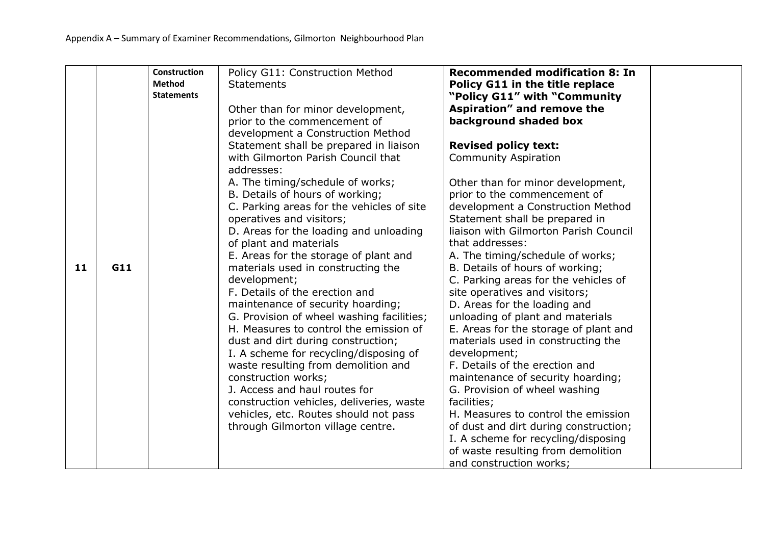| 11 | G11 | **Construction Method Statements** | Policy G11: Construction Method Statements<br><br>Other than for minor development, prior to the commencement of development a Construction Method Statement shall be prepared in liaison with Gilmorton Parish Council that addresses:<br>A. The timing/schedule of works;<br>B. Details of hours of working;<br>C. Parking areas for the vehicles of site operatives and visitors;<br>D. Areas for the loading and unloading of plant and materials<br>E. Areas for the storage of plant and materials used in constructing the development;<br>F. Details of the erection and maintenance of security hoarding;<br>G. Provision of wheel washing facilities;<br>H. Measures to control the emission of dust and dirt during construction;<br>I. A scheme for recycling/disposing of waste resulting from demolition and construction works;<br>J. Access and haul routes for construction vehicles, deliveries, waste vehicles, etc. Routes should not pass through Gilmorton village centre. | **Recommended modification 8: In Policy G11 in the title replace "Policy G11" with "Community Aspiration" and remove the background shaded box**<br><br>**Revised policy text:**<br>Community Aspiration<br><br>Other than for minor development, prior to the commencement of development a Construction Method Statement shall be prepared in liaison with Gilmorton Parish Council that addresses:<br>A. The timing/schedule of works;<br>B. Details of hours of working;<br>C. Parking areas for the vehicles of site operatives and visitors;<br>D. Areas for the loading and unloading of plant and materials<br>E. Areas for the storage of plant and materials used in constructing the development;<br>F. Details of the erection and maintenance of security hoarding;<br>G. Provision of wheel washing facilities;<br>H. Measures to control the emission of dust and dirt during construction;<br>I. A scheme for recycling/disposing of waste resulting from demolition and construction works; | |
|---|---|---|---|---|---|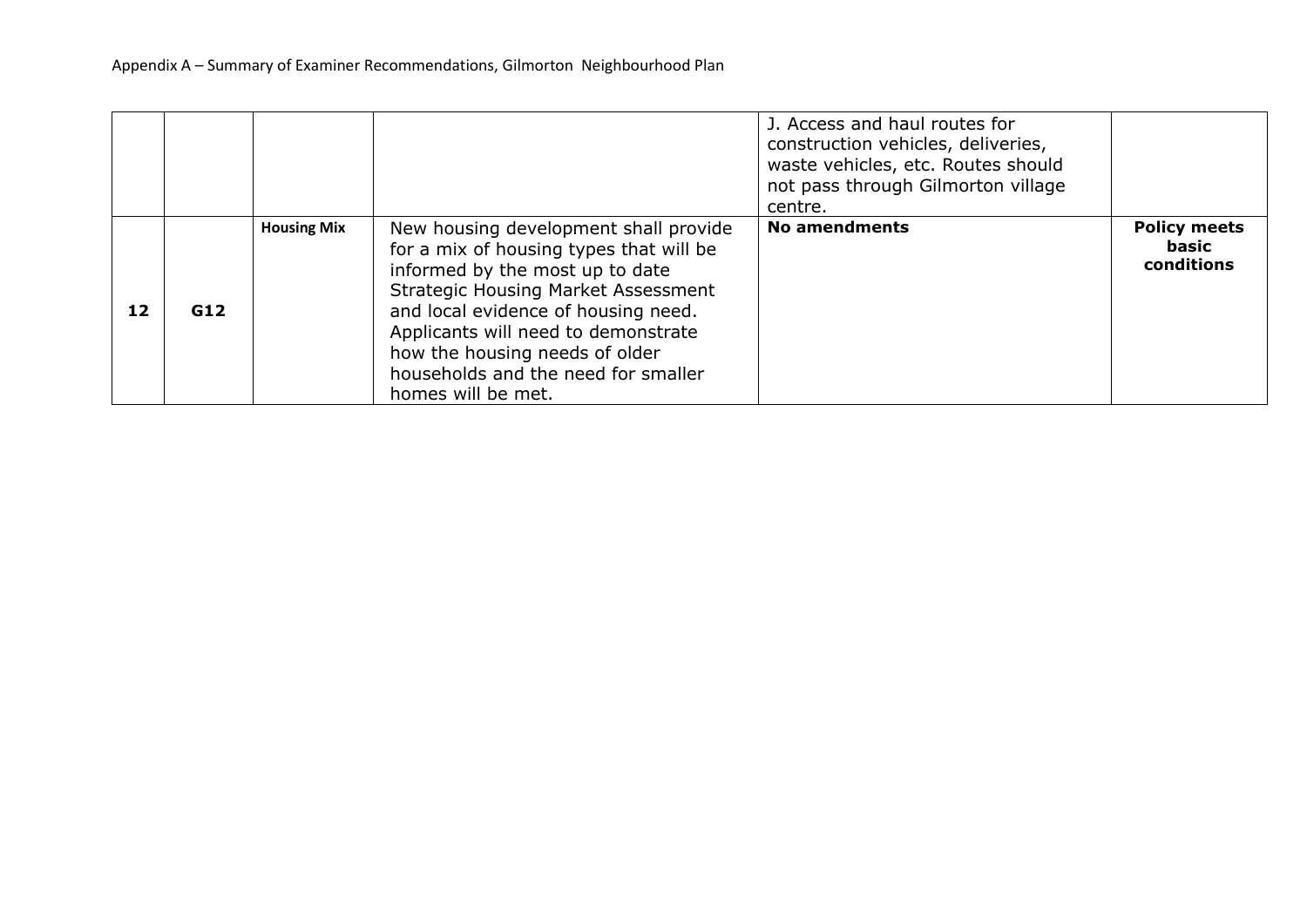| | | | | J. Access and haul routes for construction vehicles, deliveries, waste vehicles, etc. Routes should not pass through Gilmorton village centre. | |
|---|---|---|---|---|---|
| **12** | **G12** | **Housing Mix** | New housing development shall provide for a mix of housing types that will be informed by the most up to date Strategic Housing Market Assessment and local evidence of housing need. Applicants will need to demonstrate how the housing needs of older households and the need for smaller homes will be met. | **No amendments** | **Policy meets basic conditions** |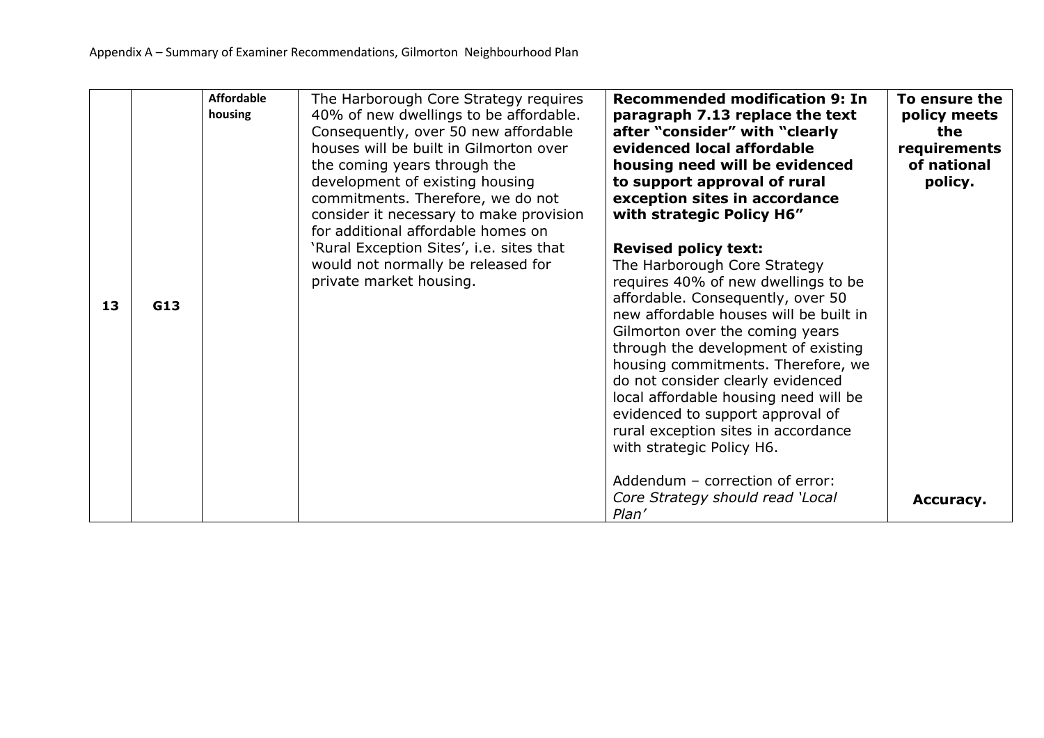| 13 | G13 | **Affordable housing** | The Harborough Core Strategy requires 40% of new dwellings to be affordable. Consequently, over 50 new affordable houses will be built in Gilmorton over the coming years through the development of existing housing commitments. Therefore, we do not consider it necessary to make provision for additional affordable homes on 'Rural Exception Sites', i.e. sites that would not normally be released for private market housing. | **Recommended modification 9: In paragraph 7.13 replace the text after "consider" with "clearly evidenced local affordable housing need will be evidenced to support approval of rural exception sites in accordance with strategic Policy H6"**<br><br>**Revised policy text:**<br>The Harborough Core Strategy requires 40% of new dwellings to be affordable. Consequently, over 50 new affordable houses will be built in Gilmorton over the coming years through the development of existing housing commitments. Therefore, we do not consider clearly evidenced local affordable housing need will be evidenced to support approval of rural exception sites in accordance with strategic Policy H6.<br><br>Addendum – correction of error:<br>*Core Strategy should read 'Local Plan'* | **To ensure the policy meets the requirements of national policy.**<br><br>**Accuracy.** |
|---|---|---|---|---|---|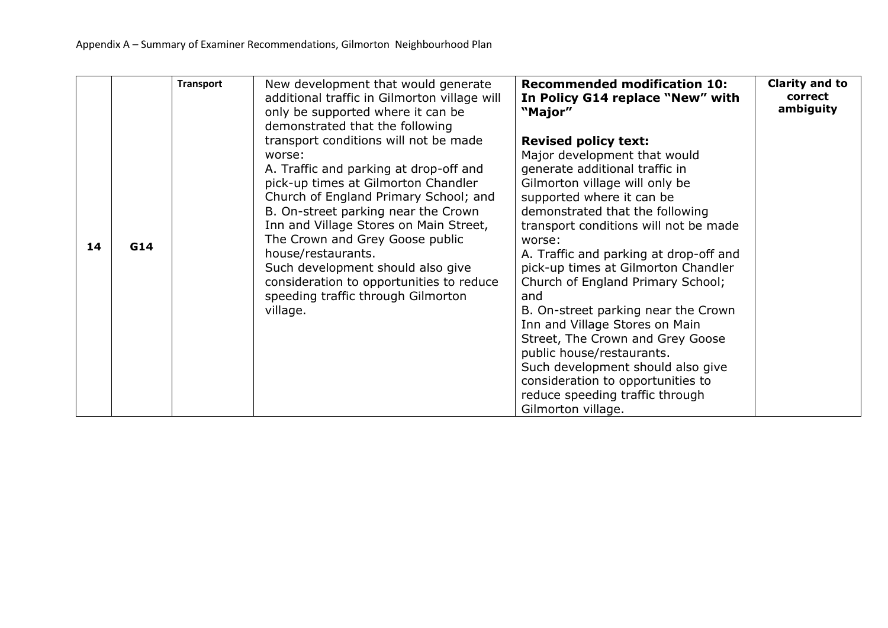| | | | | | |
|---|---|---|---|---|---|
| 14 | G14 | Transport | New development that would generate additional traffic in Gilmorton village will only be supported where it can be demonstrated that the following transport conditions will not be made worse:<br>A. Traffic and parking at drop-off and pick-up times at Gilmorton Chandler Church of England Primary School; and<br>B. On-street parking near the Crown Inn and Village Stores on Main Street, The Crown and Grey Goose public house/restaurants.<br>Such development should also give consideration to opportunities to reduce speeding traffic through Gilmorton village. | **Recommended modification 10: In Policy G14 replace "New" with "Major"**<br><br>**Revised policy text:**<br>Major development that would generate additional traffic in Gilmorton village will only be supported where it can be demonstrated that the following transport conditions will not be made worse:<br>A. Traffic and parking at drop-off and pick-up times at Gilmorton Chandler Church of England Primary School; and<br>B. On-street parking near the Crown Inn and Village Stores on Main Street, The Crown and Grey Goose public house/restaurants.<br>Such development should also give consideration to opportunities to reduce speeding traffic through Gilmorton village. | **Clarity and to correct ambiguity** |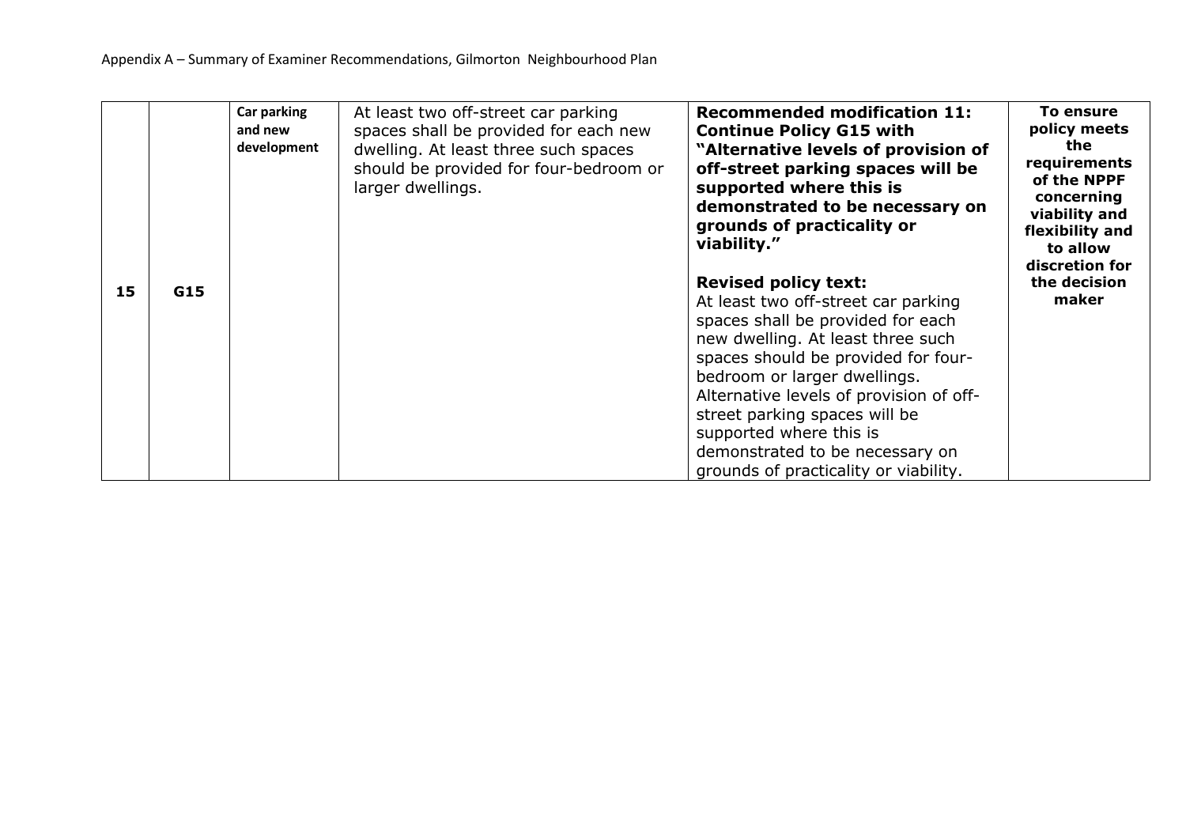| | | | | | |
|---|---|---|---|---|---|
| **15** | **G15** | **Car parking and new development** | At least two off-street car parking spaces shall be provided for each new dwelling. At least three such spaces should be provided for four-bedroom or larger dwellings. | **Recommended modification 11: Continue Policy G15 with "Alternative levels of provision of off-street parking spaces will be supported where this is demonstrated to be necessary on grounds of practicality or viability."**<br><br>**Revised policy text:**<br>At least two off-street car parking spaces shall be provided for each new dwelling. At least three such spaces should be provided for four-bedroom or larger dwellings. Alternative levels of provision of off-street parking spaces will be supported where this is demonstrated to be necessary on grounds of practicality or viability. | **To ensure policy meets the requirements of the NPPF concerning viability and flexibility and to allow discretion for the decision maker** |